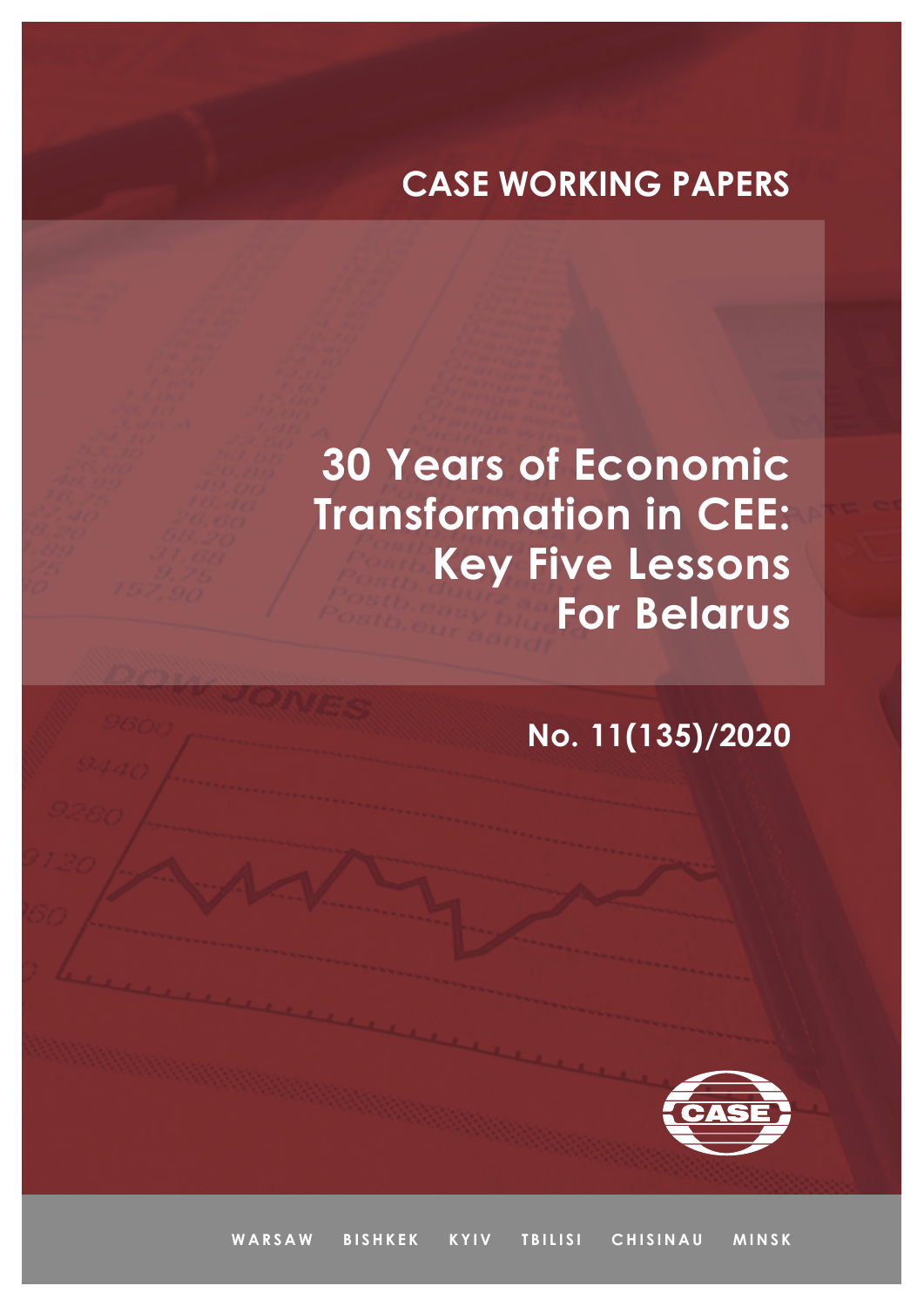CASE WORKING PAPERS

# 30 Years of Economic Transformation in CEE: Key Five Lessons For Belarus

No. 11(135)/2020

WARSAW BISHKEK KYIV TBILISI CHISINAU MINSK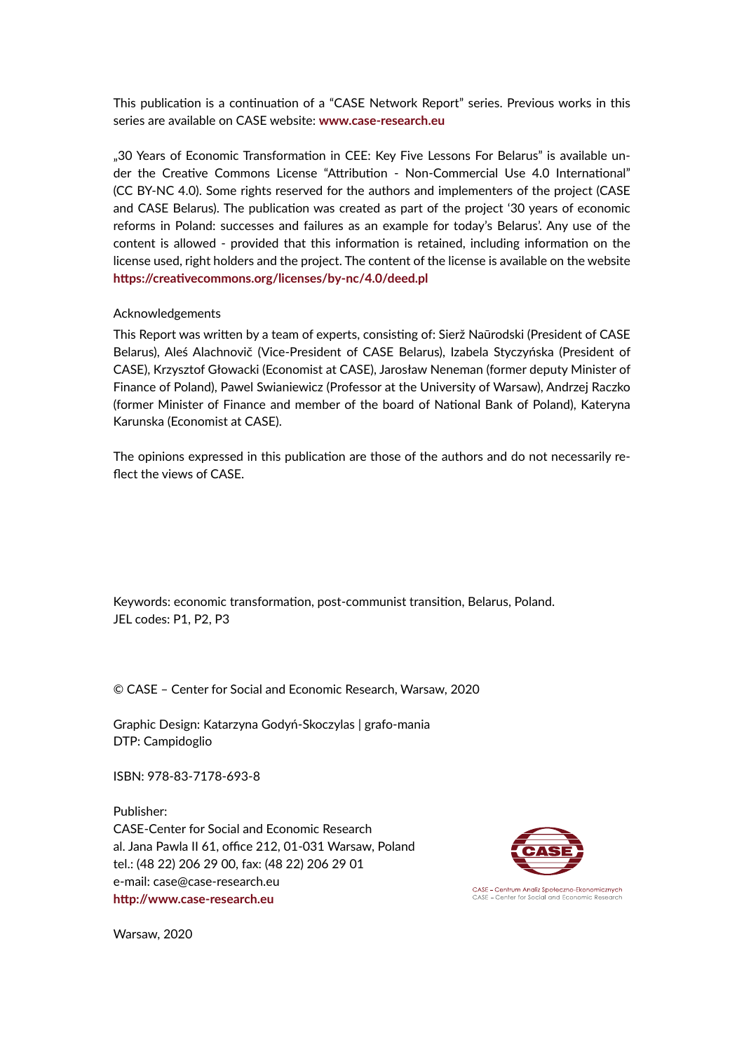This publication is a continuation of a "CASE Network Report" series. Previous works in this series are available on CASE website: **www.case-research.eu**

„30 Years of Economic Transformation in CEE: Key Five Lessons For Belarus" is available under the Creative Commons License "Attribution - Non-Commercial Use 4.0 International" (CC BY-NC 4.0). Some rights reserved for the authors and implementers of the project (CASE and CASE Belarus). The publication was created as part of the project '30 years of economic reforms in Poland: successes and failures as an example for today's Belarus'. Any use of the content is allowed - provided that this information is retained, including information on the license used, right holders and the project. The content of the license is available on the website **https://creativecommons.org/licenses/by-nc/4.0/deed.pl**

Acknowledgements

This Report was written by a team of experts, consisting of: Sierž Naūrodski (President of CASE Belarus), Aleś Alachnovič (Vice-President of CASE Belarus), Izabela Styczyńska (President of CASE), Krzysztof Głowacki (Economist at CASE), Jarosław Neneman (former deputy Minister of Finance of Poland), Pawel Swianiewicz (Professor at the University of Warsaw), Andrzej Raczko (former Minister of Finance and member of the board of National Bank of Poland), Kateryna Karunska (Economist at CASE).

The opinions expressed in this publication are those of the authors and do not necessarily reflect the views of CASE.

Keywords: economic transformation, post-communist transition, Belarus, Poland.
JEL codes: P1, P2, P3

© CASE – Center for Social and Economic Research, Warsaw, 2020

Graphic Design: Katarzyna Godyń-Skoczylas | grafo-mania
DTP: Campidoglio

ISBN: 978-83-7178-693-8

Publisher:
CASE-Center for Social and Economic Research
al. Jana Pawla II 61, office 212, 01-031 Warsaw, Poland
tel.: (48 22) 206 29 00, fax: (48 22) 206 29 01
e-mail: case@case-research.eu
**http://www.case-research.eu**

CASE – Centrum Analiz Społeczno-Ekonomicznych
CASE – Center for Social and Economic Research

Warsaw, 2020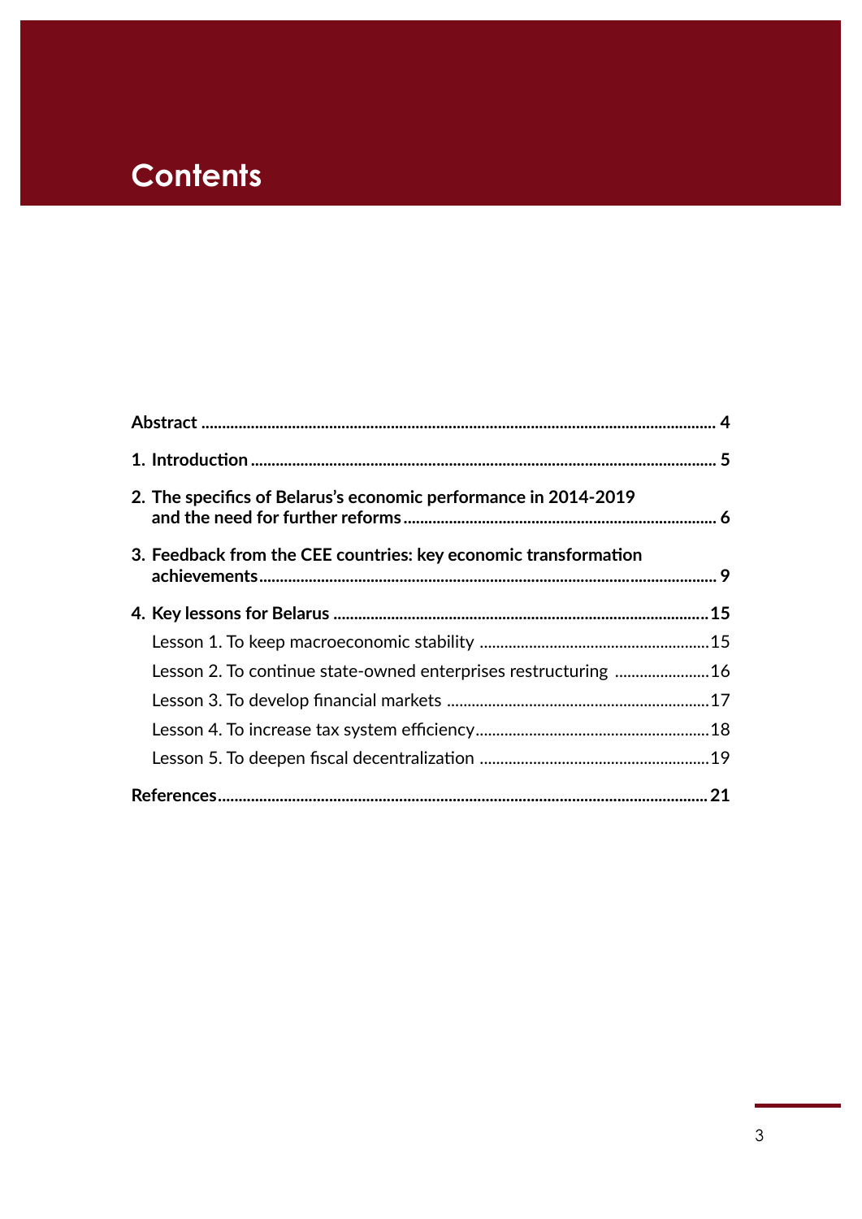# Contents

**Abstract** .......... **4**

**1. Introduction** .......... **5**

**2. The specifics of Belarus's economic performance in 2014-2019 and the need for further reforms** .......... **6**

**3. Feedback from the CEE countries: key economic transformation achievements** .......... **9**

**4. Key lessons for Belarus** .......... **15**

Lesson 1. To keep macroeconomic stability .......... 15

Lesson 2. To continue state-owned enterprises restructuring .......... 16

Lesson 3. To develop financial markets .......... 17

Lesson 4. To increase tax system efficiency .......... 18

Lesson 5. To deepen fiscal decentralization .......... 19

**References** .......... **21**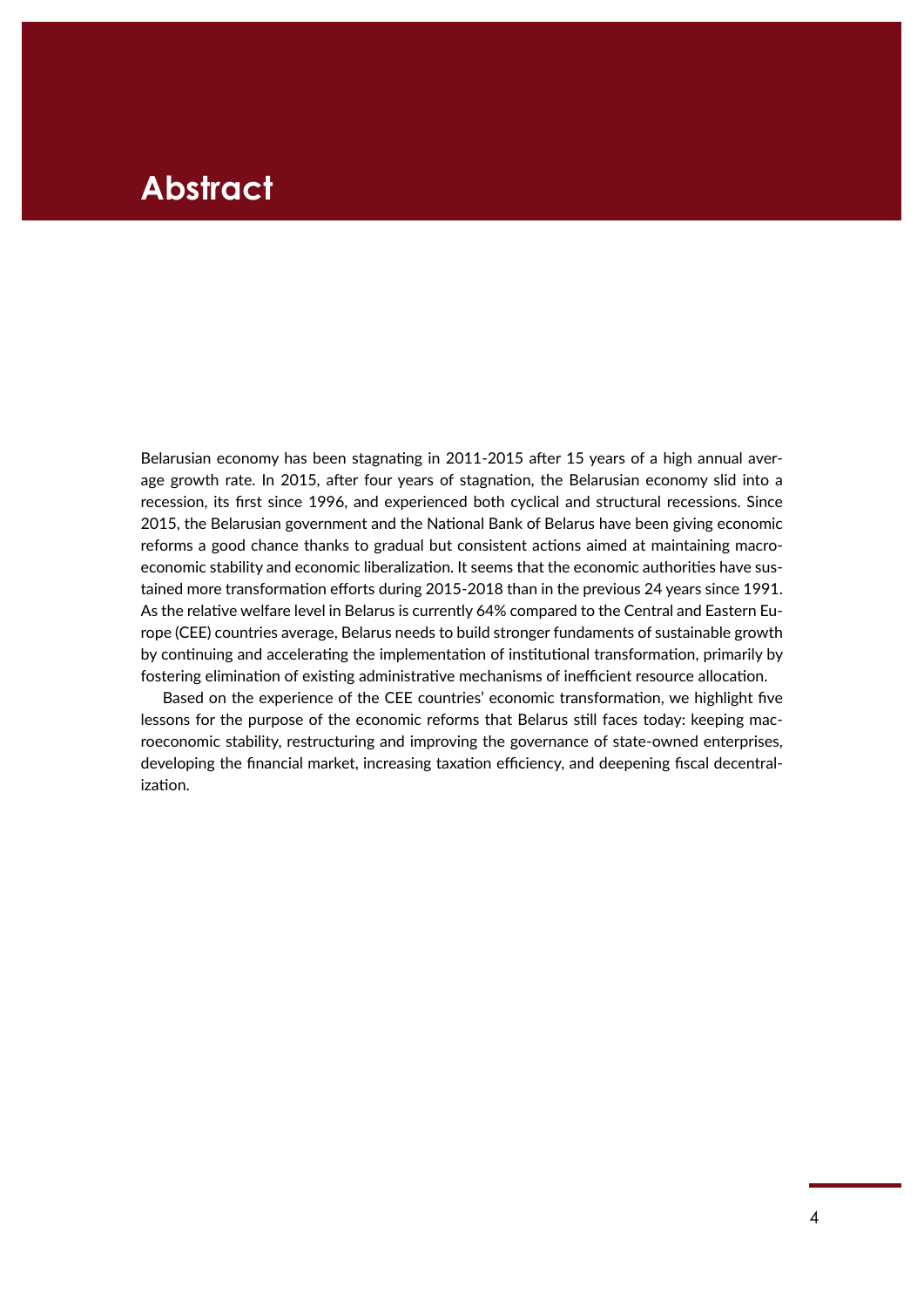# Abstract

Belarusian economy has been stagnating in 2011-2015 after 15 years of a high annual average growth rate. In 2015, after four years of stagnation, the Belarusian economy slid into a recession, its first since 1996, and experienced both cyclical and structural recessions. Since 2015, the Belarusian government and the National Bank of Belarus have been giving economic reforms a good chance thanks to gradual but consistent actions aimed at maintaining macroeconomic stability and economic liberalization. It seems that the economic authorities have sustained more transformation efforts during 2015-2018 than in the previous 24 years since 1991. As the relative welfare level in Belarus is currently 64% compared to the Central and Eastern Europe (CEE) countries average, Belarus needs to build stronger fundaments of sustainable growth by continuing and accelerating the implementation of institutional transformation, primarily by fostering elimination of existing administrative mechanisms of inefficient resource allocation.

Based on the experience of the CEE countries' economic transformation, we highlight five lessons for the purpose of the economic reforms that Belarus still faces today: keeping macroeconomic stability, restructuring and improving the governance of state-owned enterprises, developing the financial market, increasing taxation efficiency, and deepening fiscal decentralization.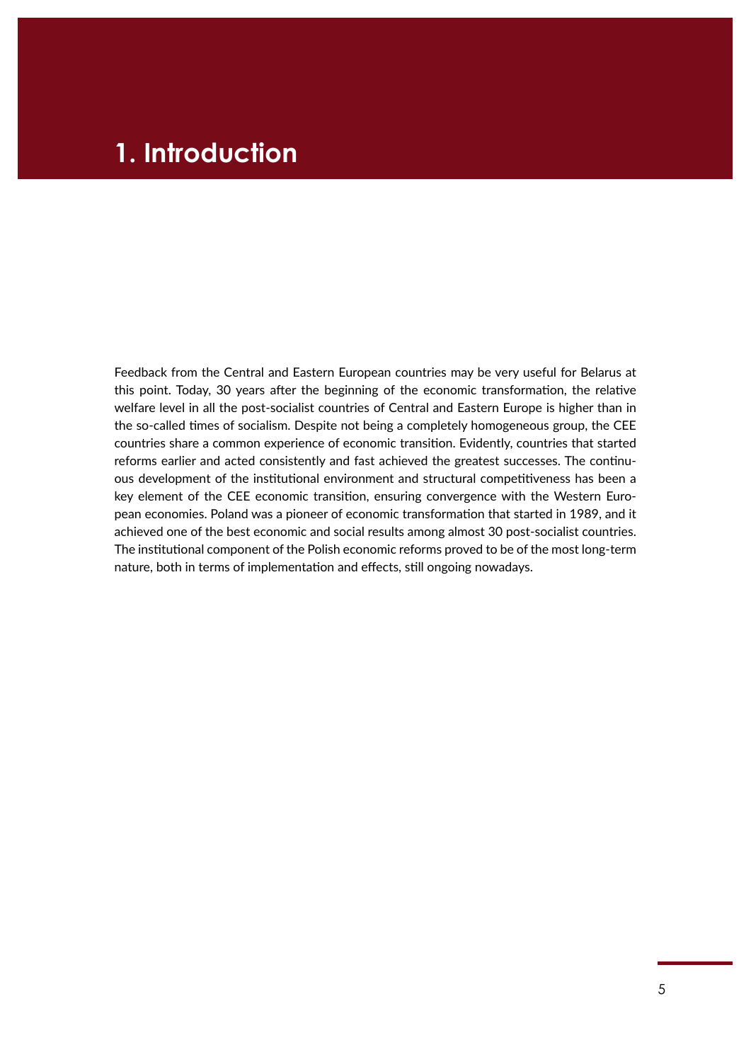# 1. Introduction

Feedback from the Central and Eastern European countries may be very useful for Belarus at this point. Today, 30 years after the beginning of the economic transformation, the relative welfare level in all the post-socialist countries of Central and Eastern Europe is higher than in the so-called times of socialism. Despite not being a completely homogeneous group, the CEE countries share a common experience of economic transition. Evidently, countries that started reforms earlier and acted consistently and fast achieved the greatest successes. The continuous development of the institutional environment and structural competitiveness has been a key element of the CEE economic transition, ensuring convergence with the Western European economies. Poland was a pioneer of economic transformation that started in 1989, and it achieved one of the best economic and social results among almost 30 post-socialist countries. The institutional component of the Polish economic reforms proved to be of the most long-term nature, both in terms of implementation and effects, still ongoing nowadays.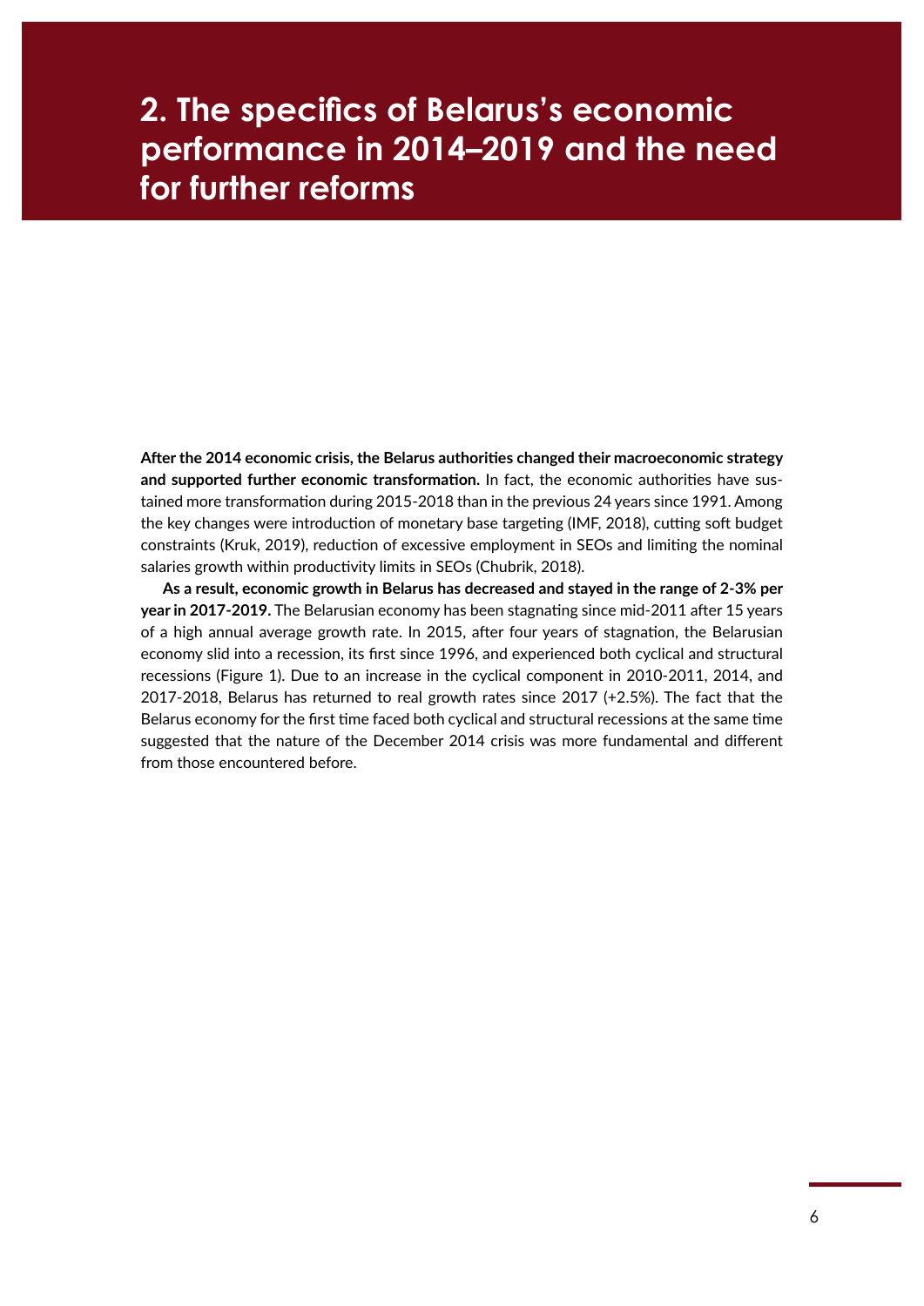# 2. The specifics of Belarus's economic performance in 2014–2019 and the need for further reforms

**After the 2014 economic crisis, the Belarus authorities changed their macroeconomic strategy and supported further economic transformation.** In fact, the economic authorities have sustained more transformation during 2015-2018 than in the previous 24 years since 1991. Among the key changes were introduction of monetary base targeting (IMF, 2018), cutting soft budget constraints (Kruk, 2019), reduction of excessive employment in SEOs and limiting the nominal salaries growth within productivity limits in SEOs (Chubrik, 2018).

**As a result, economic growth in Belarus has decreased and stayed in the range of 2-3% per year in 2017-2019.** The Belarusian economy has been stagnating since mid-2011 after 15 years of a high annual average growth rate. In 2015, after four years of stagnation, the Belarusian economy slid into a recession, its first since 1996, and experienced both cyclical and structural recessions (Figure 1). Due to an increase in the cyclical component in 2010-2011, 2014, and 2017-2018, Belarus has returned to real growth rates since 2017 (+2.5%). The fact that the Belarus economy for the first time faced both cyclical and structural recessions at the same time suggested that the nature of the December 2014 crisis was more fundamental and different from those encountered before.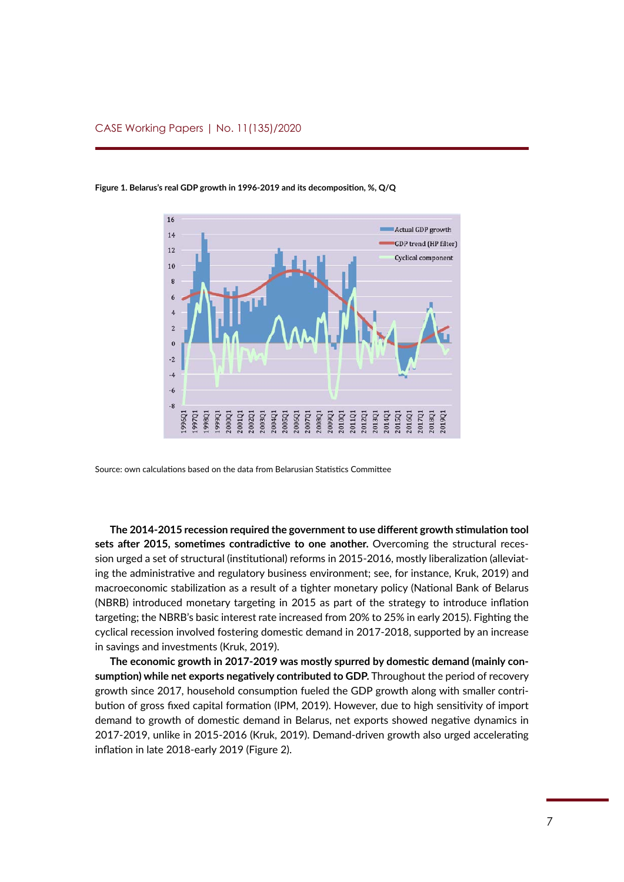**Figure 1. Belarus's real GDP growth in 1996-2019 and its decomposition, %, Q/Q**

Source: own calculations based on the data from Belarusian Statistics Committee

**The 2014-2015 recession required the government to use different growth stimulation tool sets after 2015, sometimes contradictive to one another.** Overcoming the structural recession urged a set of structural (institutional) reforms in 2015-2016, mostly liberalization (alleviating the administrative and regulatory business environment; see, for instance, Kruk, 2019) and macroeconomic stabilization as a result of a tighter monetary policy (National Bank of Belarus (NBRB) introduced monetary targeting in 2015 as part of the strategy to introduce inflation targeting; the NBRB's basic interest rate increased from 20% to 25% in early 2015). Fighting the cyclical recession involved fostering domestic demand in 2017-2018, supported by an increase in savings and investments (Kruk, 2019).

**The economic growth in 2017-2019 was mostly spurred by domestic demand (mainly consumption) while net exports negatively contributed to GDP.** Throughout the period of recovery growth since 2017, household consumption fueled the GDP growth along with smaller contribution of gross fixed capital formation (IPM, 2019). However, due to high sensitivity of import demand to growth of domestic demand in Belarus, net exports showed negative dynamics in 2017-2019, unlike in 2015-2016 (Kruk, 2019). Demand-driven growth also urged accelerating inflation in late 2018-early 2019 (Figure 2).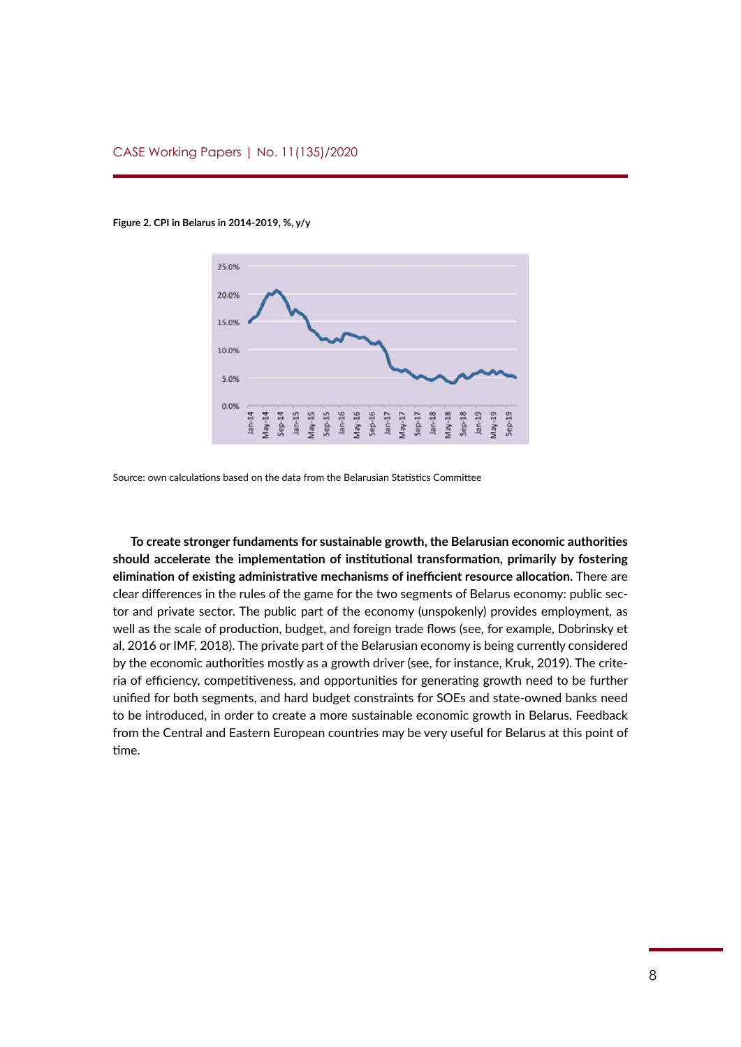**Figure 2. CPI in Belarus in 2014-2019, %, y/y**

Source: own calculations based on the data from the Belarusian Statistics Committee

**To create stronger fundaments for sustainable growth, the Belarusian economic authorities should accelerate the implementation of institutional transformation, primarily by fostering elimination of existing administrative mechanisms of inefficient resource allocation.** There are clear differences in the rules of the game for the two segments of Belarus economy: public sector and private sector. The public part of the economy (unspokenly) provides employment, as well as the scale of production, budget, and foreign trade flows (see, for example, Dobrinsky et al, 2016 or IMF, 2018). The private part of the Belarusian economy is being currently considered by the economic authorities mostly as a growth driver (see, for instance, Kruk, 2019). The criteria of efficiency, competitiveness, and opportunities for generating growth need to be further unified for both segments, and hard budget constraints for SOEs and state-owned banks need to be introduced, in order to create a more sustainable economic growth in Belarus. Feedback from the Central and Eastern European countries may be very useful for Belarus at this point of time.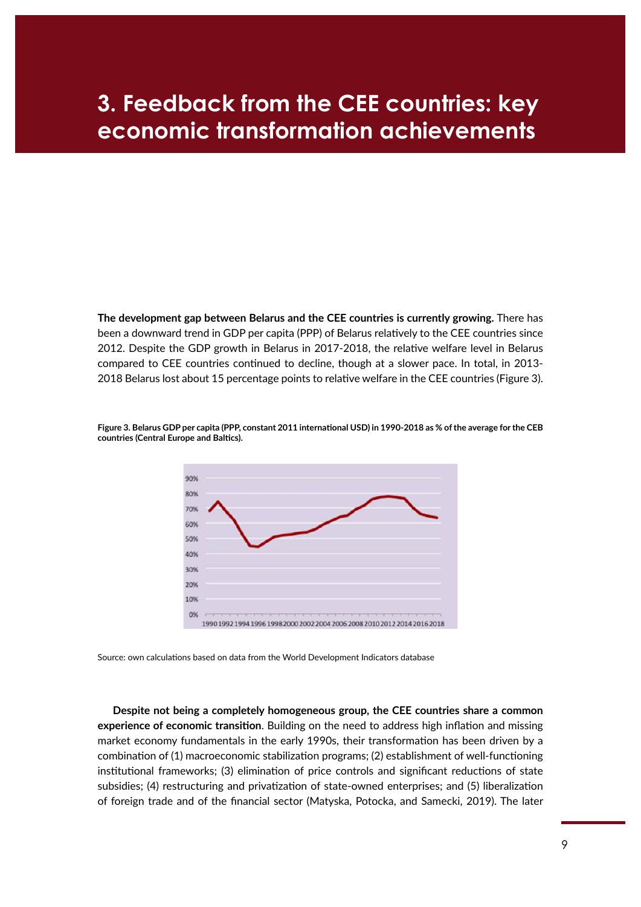# 3. Feedback from the CEE countries: key economic transformation achievements

**The development gap between Belarus and the CEE countries is currently growing.** There has been a downward trend in GDP per capita (PPP) of Belarus relatively to the CEE countries since 2012. Despite the GDP growth in Belarus in 2017-2018, the relative welfare level in Belarus compared to CEE countries continued to decline, though at a slower pace. In total, in 2013-2018 Belarus lost about 15 percentage points to relative welfare in the CEE countries (Figure 3).

**Figure 3. Belarus GDP per capita (PPP, constant 2011 international USD) in 1990-2018 as % of the average for the CEB countries (Central Europe and Baltics).**

Source: own calculations based on data from the World Development Indicators database

**Despite not being a completely homogeneous group, the CEE countries share a common experience of economic transition**. Building on the need to address high inflation and missing market economy fundamentals in the early 1990s, their transformation has been driven by a combination of (1) macroeconomic stabilization programs; (2) establishment of well-functioning institutional frameworks; (3) elimination of price controls and significant reductions of state subsidies; (4) restructuring and privatization of state-owned enterprises; and (5) liberalization of foreign trade and of the financial sector (Matyska, Potocka, and Samecki, 2019). The later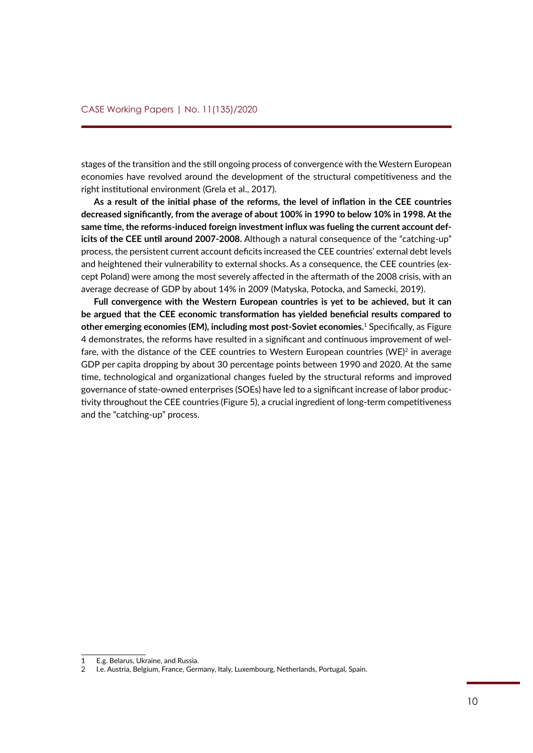stages of the transition and the still ongoing process of convergence with the Western European economies have revolved around the development of the structural competitiveness and the right institutional environment (Grela et al., 2017).

**As a result of the initial phase of the reforms, the level of inflation in the CEE countries decreased significantly, from the average of about 100% in 1990 to below 10% in 1998. At the same time, the reforms-induced foreign investment influx was fueling the current account deficits of the CEE until around 2007-2008.** Although a natural consequence of the "catching-up" process, the persistent current account deficits increased the CEE countries' external debt levels and heightened their vulnerability to external shocks. As a consequence, the CEE countries (except Poland) were among the most severely affected in the aftermath of the 2008 crisis, with an average decrease of GDP by about 14% in 2009 (Matyska, Potocka, and Samecki, 2019).

**Full convergence with the Western European countries is yet to be achieved, but it can be argued that the CEE economic transformation has yielded beneficial results compared to other emerging economies (EM), including most post-Soviet economies.**[1] Specifically, as Figure 4 demonstrates, the reforms have resulted in a significant and continuous improvement of welfare, with the distance of the CEE countries to Western European countries (WE)[2] in average GDP per capita dropping by about 30 percentage points between 1990 and 2020. At the same time, technological and organizational changes fueled by the structural reforms and improved governance of state-owned enterprises (SOEs) have led to a significant increase of labor productivity throughout the CEE countries (Figure 5), a crucial ingredient of long-term competitiveness and the "catching-up" process.

---

1 E.g. Belarus, Ukraine, and Russia.

2 I.e. Austria, Belgium, France, Germany, Italy, Luxembourg, Netherlands, Portugal, Spain.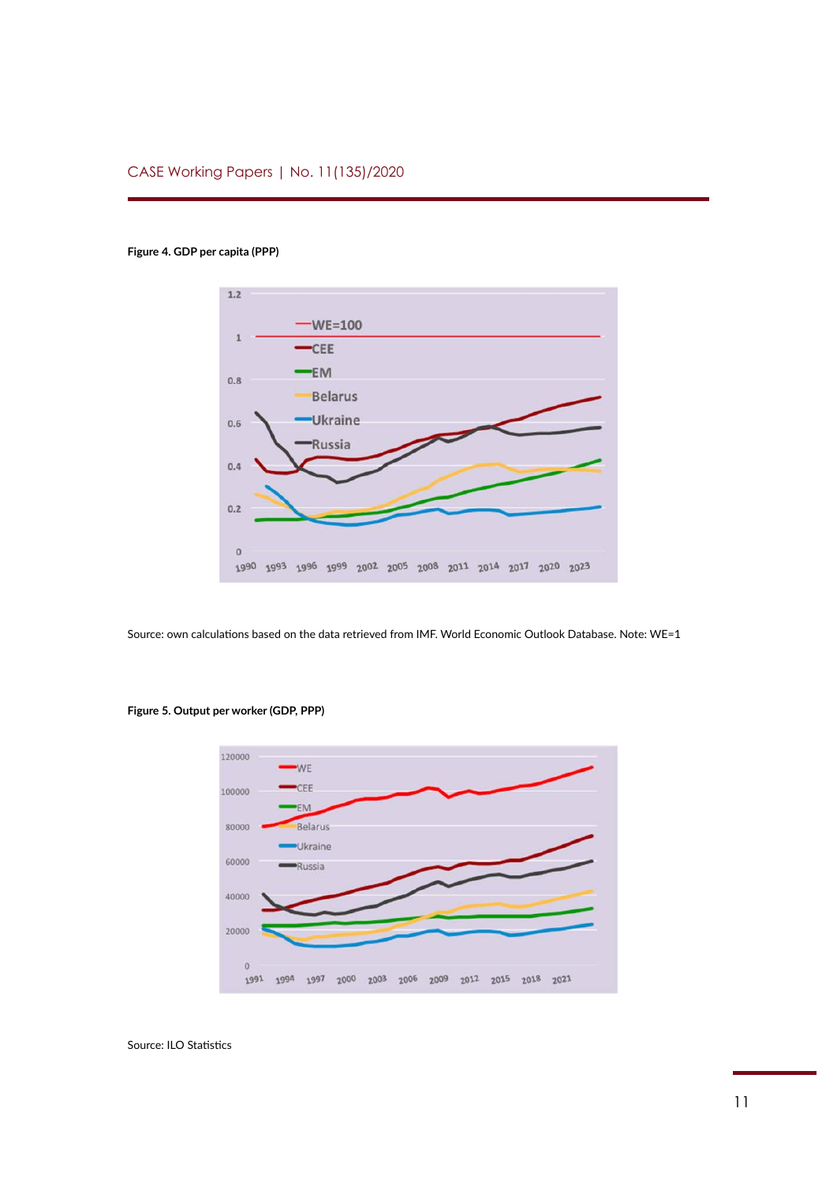**Figure 4. GDP per capita (PPP)**

Source: own calculations based on the data retrieved from IMF. World Economic Outlook Database. Note: WE=1

**Figure 5. Output per worker (GDP, PPP)**

Source: ILO Statistics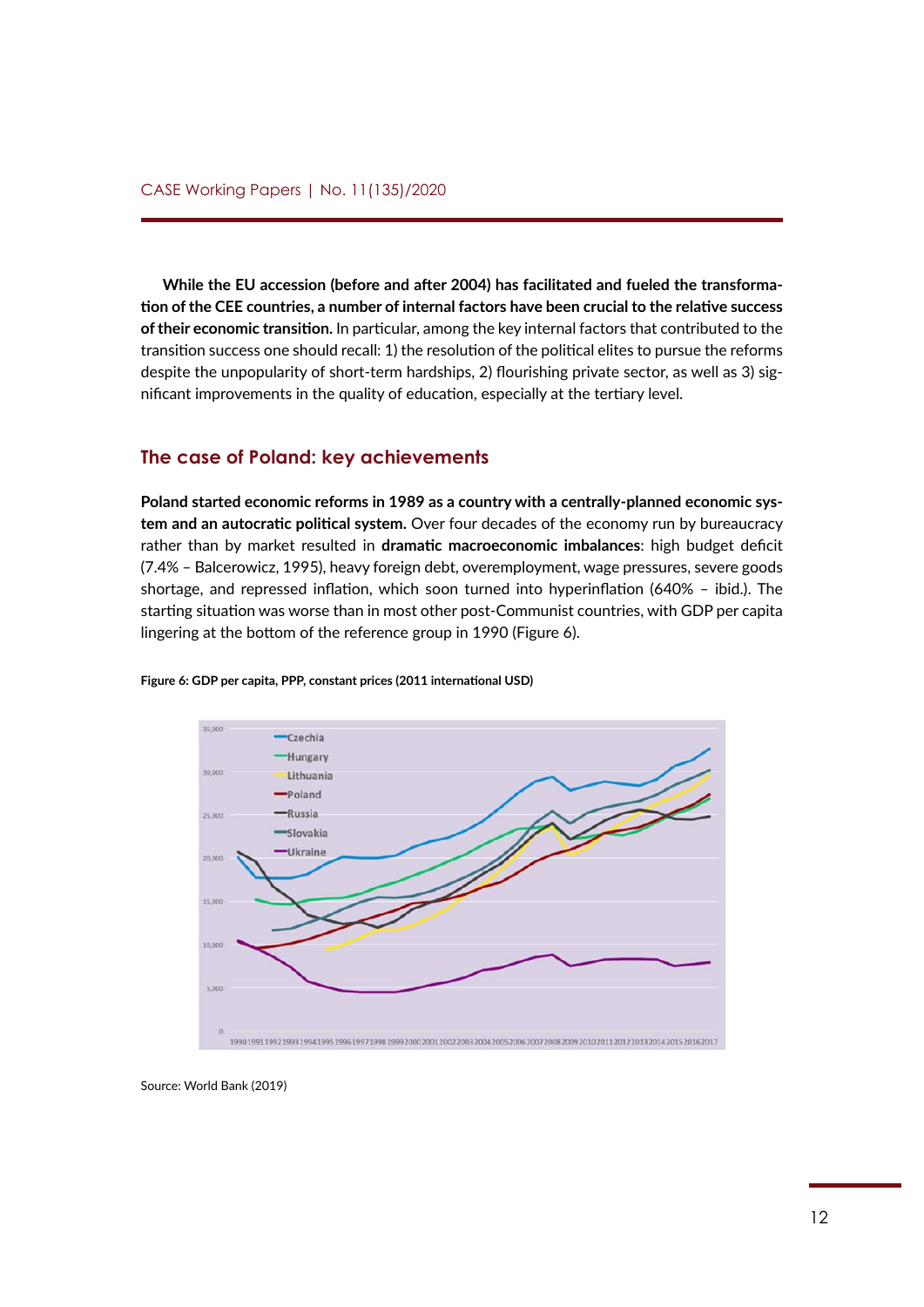**While the EU accession (before and after 2004) has facilitated and fueled the transformation of the CEE countries, a number of internal factors have been crucial to the relative success of their economic transition.** In particular, among the key internal factors that contributed to the transition success one should recall: 1) the resolution of the political elites to pursue the reforms despite the unpopularity of short-term hardships, 2) flourishing private sector, as well as 3) significant improvements in the quality of education, especially at the tertiary level.

## The case of Poland: key achievements

**Poland started economic reforms in 1989 as a country with a centrally-planned economic system and an autocratic political system.** Over four decades of the economy run by bureaucracy rather than by market resulted in **dramatic macroeconomic imbalances**: high budget deficit (7.4% – Balcerowicz, 1995), heavy foreign debt, overemployment, wage pressures, severe goods shortage, and repressed inflation, which soon turned into hyperinflation (640% – ibid.). The starting situation was worse than in most other post-Communist countries, with GDP per capita lingering at the bottom of the reference group in 1990 (Figure 6).

**Figure 6: GDP per capita, PPP, constant prices (2011 international USD)**

Source: World Bank (2019)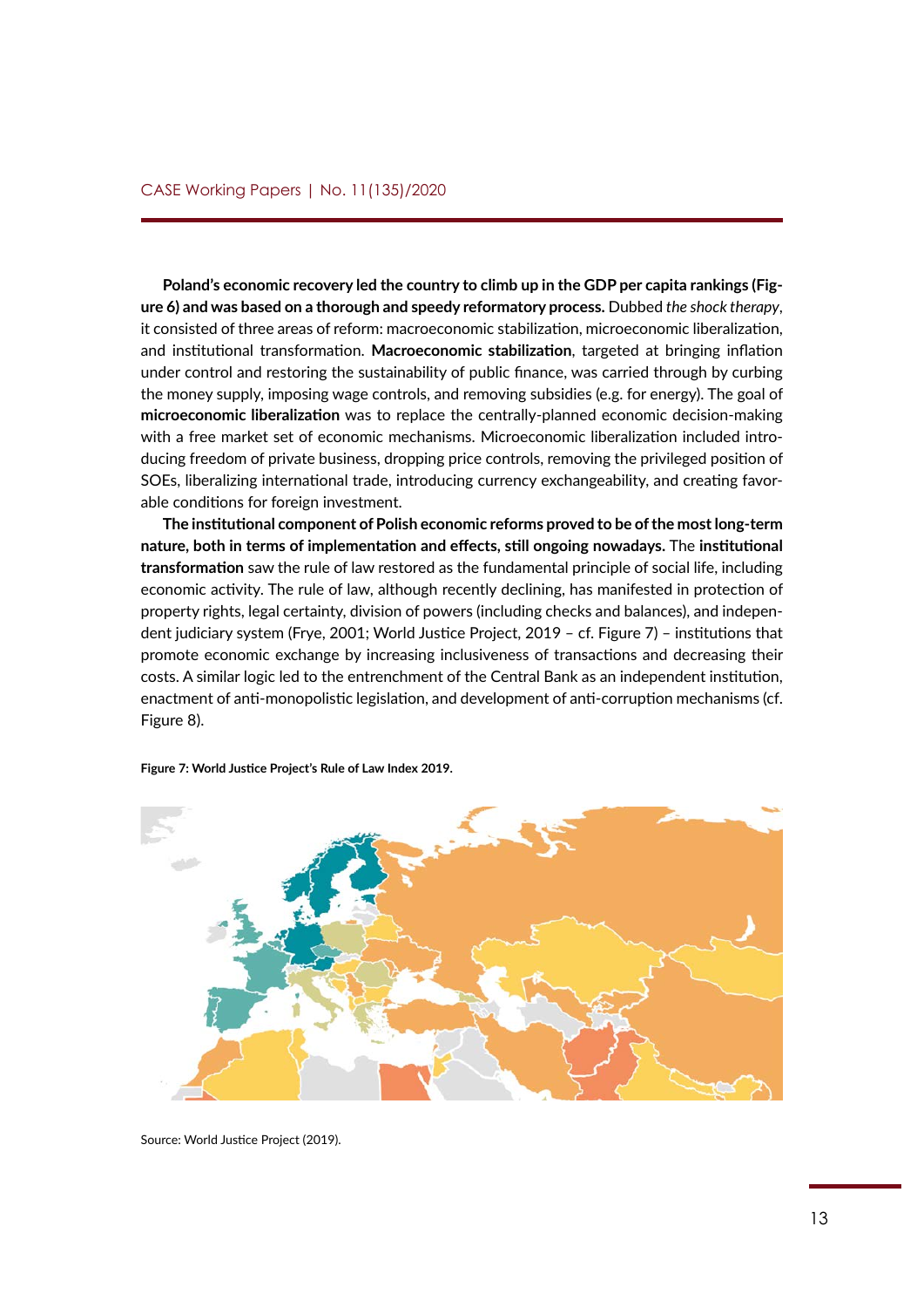**Poland's economic recovery led the country to climb up in the GDP per capita rankings (Figure 6) and was based on a thorough and speedy reformatory process.** Dubbed *the shock therapy*, it consisted of three areas of reform: macroeconomic stabilization, microeconomic liberalization, and institutional transformation. **Macroeconomic stabilization**, targeted at bringing inflation under control and restoring the sustainability of public finance, was carried through by curbing the money supply, imposing wage controls, and removing subsidies (e.g. for energy). The goal of **microeconomic liberalization** was to replace the centrally-planned economic decision-making with a free market set of economic mechanisms. Microeconomic liberalization included introducing freedom of private business, dropping price controls, removing the privileged position of SOEs, liberalizing international trade, introducing currency exchangeability, and creating favorable conditions for foreign investment.

**The institutional component of Polish economic reforms proved to be of the most long-term nature, both in terms of implementation and effects, still ongoing nowadays.** The **institutional transformation** saw the rule of law restored as the fundamental principle of social life, including economic activity. The rule of law, although recently declining, has manifested in protection of property rights, legal certainty, division of powers (including checks and balances), and independent judiciary system (Frye, 2001; World Justice Project, 2019 – cf. Figure 7) – institutions that promote economic exchange by increasing inclusiveness of transactions and decreasing their costs. A similar logic led to the entrenchment of the Central Bank as an independent institution, enactment of anti-monopolistic legislation, and development of anti-corruption mechanisms (cf. Figure 8).

**Figure 7: World Justice Project's Rule of Law Index 2019.**

Source: World Justice Project (2019).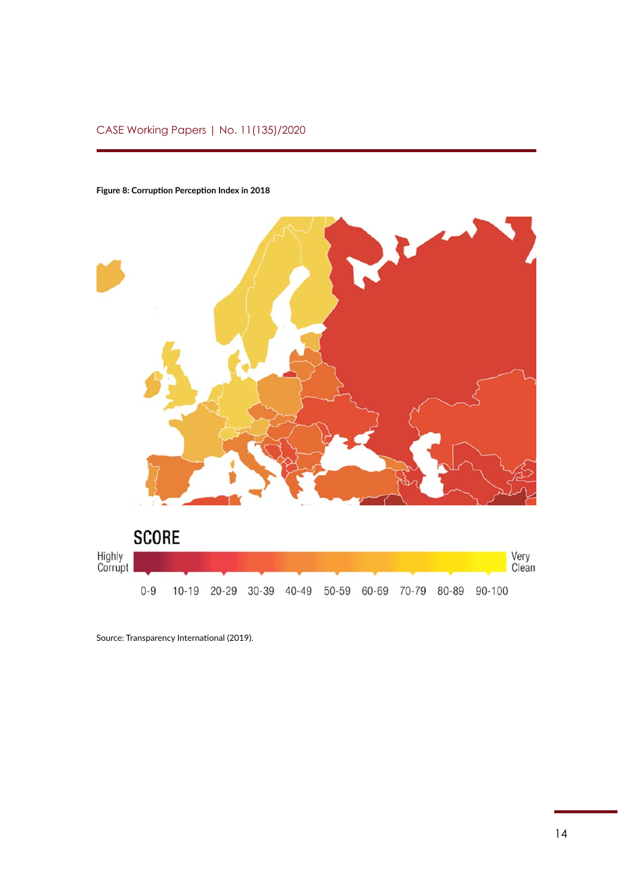**Figure 8: Corruption Perception Index in 2018**

Source: Transparency International (2019).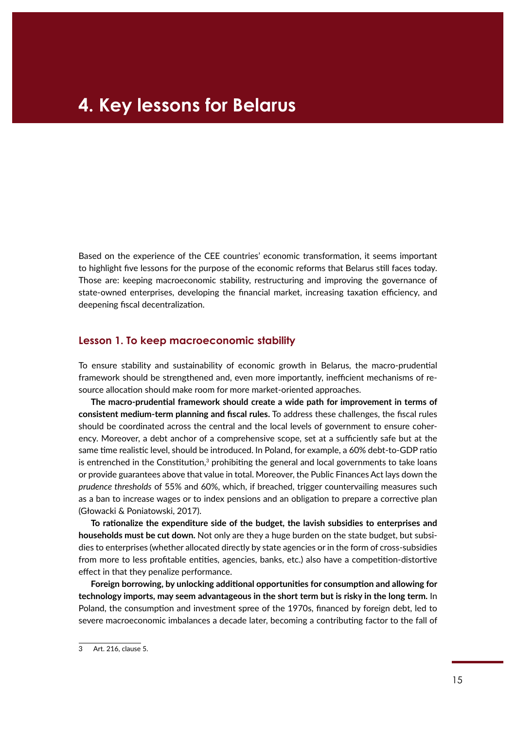# 4. Key lessons for Belarus

Based on the experience of the CEE countries' economic transformation, it seems important to highlight five lessons for the purpose of the economic reforms that Belarus still faces today. Those are: keeping macroeconomic stability, restructuring and improving the governance of state-owned enterprises, developing the financial market, increasing taxation efficiency, and deepening fiscal decentralization.

## Lesson 1. To keep macroeconomic stability

To ensure stability and sustainability of economic growth in Belarus, the macro-prudential framework should be strengthened and, even more importantly, inefficient mechanisms of resource allocation should make room for more market-oriented approaches.

**The macro-prudential framework should create a wide path for improvement in terms of consistent medium-term planning and fiscal rules.** To address these challenges, the fiscal rules should be coordinated across the central and the local levels of government to ensure coherency. Moreover, a debt anchor of a comprehensive scope, set at a sufficiently safe but at the same time realistic level, should be introduced. In Poland, for example, a 60% debt-to-GDP ratio is entrenched in the Constitution,[3] prohibiting the general and local governments to take loans or provide guarantees above that value in total. Moreover, the Public Finances Act lays down the *prudence thresholds* of 55% and 60%, which, if breached, trigger countervailing measures such as a ban to increase wages or to index pensions and an obligation to prepare a corrective plan (Głowacki & Poniatowski, 2017).

**To rationalize the expenditure side of the budget, the lavish subsidies to enterprises and households must be cut down.** Not only are they a huge burden on the state budget, but subsidies to enterprises (whether allocated directly by state agencies or in the form of cross-subsidies from more to less profitable entities, agencies, banks, etc.) also have a competition-distortive effect in that they penalize performance.

**Foreign borrowing, by unlocking additional opportunities for consumption and allowing for technology imports, may seem advantageous in the short term but is risky in the long term.** In Poland, the consumption and investment spree of the 1970s, financed by foreign debt, led to severe macroeconomic imbalances a decade later, becoming a contributing factor to the fall of

---

3 Art. 216, clause 5.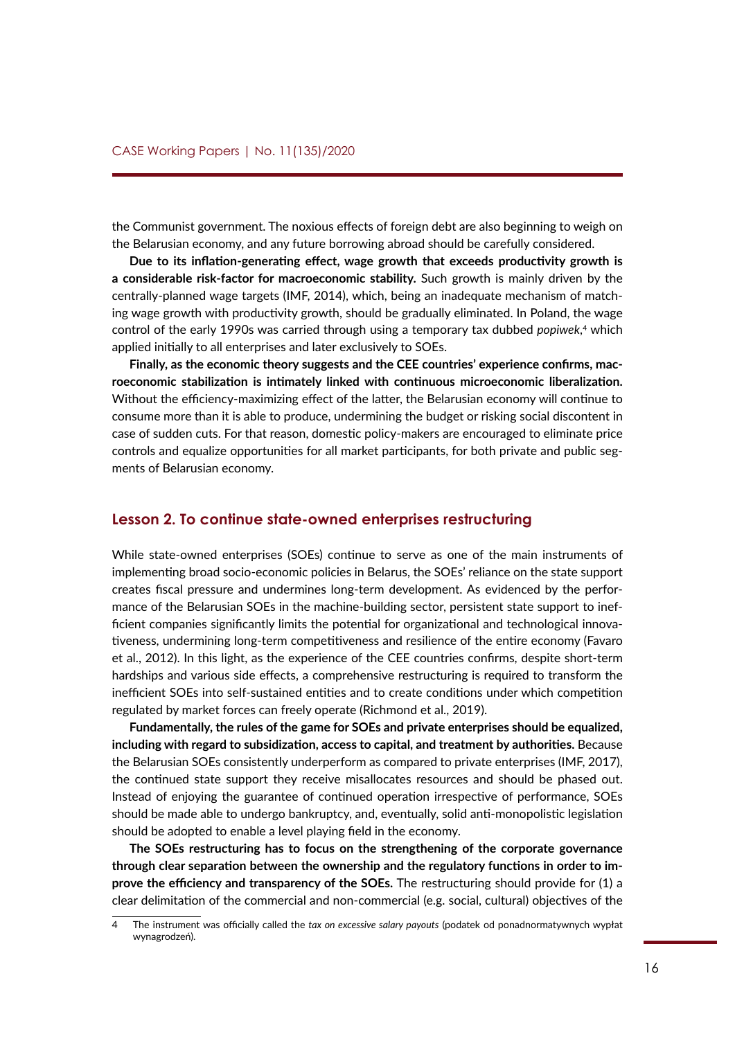the Communist government. The noxious effects of foreign debt are also beginning to weigh on the Belarusian economy, and any future borrowing abroad should be carefully considered.

**Due to its inflation-generating effect, wage growth that exceeds productivity growth is a considerable risk-factor for macroeconomic stability.** Such growth is mainly driven by the centrally-planned wage targets (IMF, 2014), which, being an inadequate mechanism of matching wage growth with productivity growth, should be gradually eliminated. In Poland, the wage control of the early 1990s was carried through using a temporary tax dubbed *popiwek*,[4] which applied initially to all enterprises and later exclusively to SOEs.

**Finally, as the economic theory suggests and the CEE countries' experience confirms, macroeconomic stabilization is intimately linked with continuous microeconomic liberalization.** Without the efficiency-maximizing effect of the latter, the Belarusian economy will continue to consume more than it is able to produce, undermining the budget or risking social discontent in case of sudden cuts. For that reason, domestic policy-makers are encouraged to eliminate price controls and equalize opportunities for all market participants, for both private and public segments of Belarusian economy.

## Lesson 2. To continue state-owned enterprises restructuring

While state-owned enterprises (SOEs) continue to serve as one of the main instruments of implementing broad socio-economic policies in Belarus, the SOEs' reliance on the state support creates fiscal pressure and undermines long-term development. As evidenced by the performance of the Belarusian SOEs in the machine-building sector, persistent state support to inefficient companies significantly limits the potential for organizational and technological innovativeness, undermining long-term competitiveness and resilience of the entire economy (Favaro et al., 2012). In this light, as the experience of the CEE countries confirms, despite short-term hardships and various side effects, a comprehensive restructuring is required to transform the inefficient SOEs into self-sustained entities and to create conditions under which competition regulated by market forces can freely operate (Richmond et al., 2019).

**Fundamentally, the rules of the game for SOEs and private enterprises should be equalized, including with regard to subsidization, access to capital, and treatment by authorities.** Because the Belarusian SOEs consistently underperform as compared to private enterprises (IMF, 2017), the continued state support they receive misallocates resources and should be phased out. Instead of enjoying the guarantee of continued operation irrespective of performance, SOEs should be made able to undergo bankruptcy, and, eventually, solid anti-monopolistic legislation should be adopted to enable a level playing field in the economy.

**The SOEs restructuring has to focus on the strengthening of the corporate governance through clear separation between the ownership and the regulatory functions in order to improve the efficiency and transparency of the SOEs.** The restructuring should provide for (1) a clear delimitation of the commercial and non-commercial (e.g. social, cultural) objectives of the

---

4 The instrument was officially called the *tax on excessive salary payouts* (podatek od ponadnormatywnych wypłat wynagrodzeń).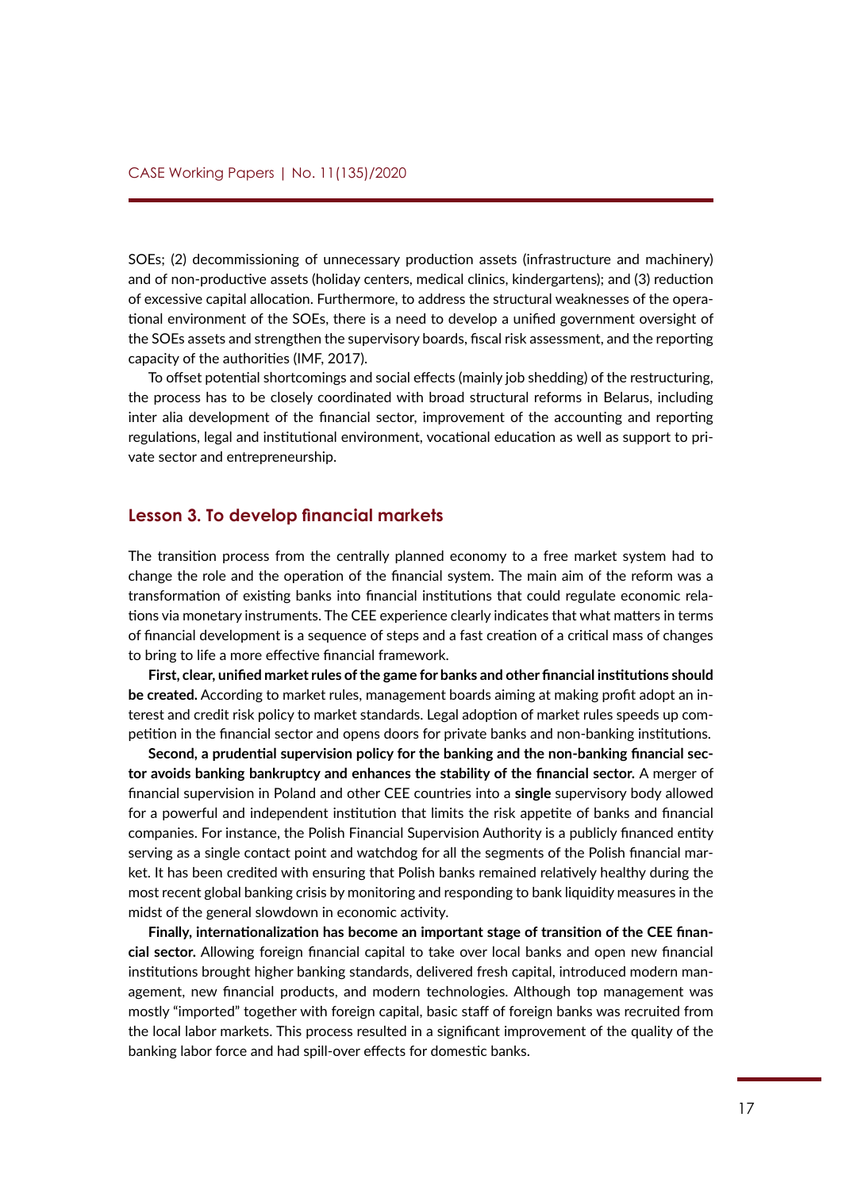SOEs; (2) decommissioning of unnecessary production assets (infrastructure and machinery) and of non-productive assets (holiday centers, medical clinics, kindergartens); and (3) reduction of excessive capital allocation. Furthermore, to address the structural weaknesses of the operational environment of the SOEs, there is a need to develop a unified government oversight of the SOEs assets and strengthen the supervisory boards, fiscal risk assessment, and the reporting capacity of the authorities (IMF, 2017).

To offset potential shortcomings and social effects (mainly job shedding) of the restructuring, the process has to be closely coordinated with broad structural reforms in Belarus, including inter alia development of the financial sector, improvement of the accounting and reporting regulations, legal and institutional environment, vocational education as well as support to private sector and entrepreneurship.

## Lesson 3. To develop financial markets

The transition process from the centrally planned economy to a free market system had to change the role and the operation of the financial system. The main aim of the reform was a transformation of existing banks into financial institutions that could regulate economic relations via monetary instruments. The CEE experience clearly indicates that what matters in terms of financial development is a sequence of steps and a fast creation of a critical mass of changes to bring to life a more effective financial framework.

**First, clear, unified market rules of the game for banks and other financial institutions should be created.** According to market rules, management boards aiming at making profit adopt an interest and credit risk policy to market standards. Legal adoption of market rules speeds up competition in the financial sector and opens doors for private banks and non-banking institutions.

**Second, a prudential supervision policy for the banking and the non-banking financial sector avoids banking bankruptcy and enhances the stability of the financial sector.** A merger of financial supervision in Poland and other CEE countries into a **single** supervisory body allowed for a powerful and independent institution that limits the risk appetite of banks and financial companies. For instance, the Polish Financial Supervision Authority is a publicly financed entity serving as a single contact point and watchdog for all the segments of the Polish financial market. It has been credited with ensuring that Polish banks remained relatively healthy during the most recent global banking crisis by monitoring and responding to bank liquidity measures in the midst of the general slowdown in economic activity.

**Finally, internationalization has become an important stage of transition of the CEE financial sector.** Allowing foreign financial capital to take over local banks and open new financial institutions brought higher banking standards, delivered fresh capital, introduced modern management, new financial products, and modern technologies. Although top management was mostly "imported" together with foreign capital, basic staff of foreign banks was recruited from the local labor markets. This process resulted in a significant improvement of the quality of the banking labor force and had spill-over effects for domestic banks.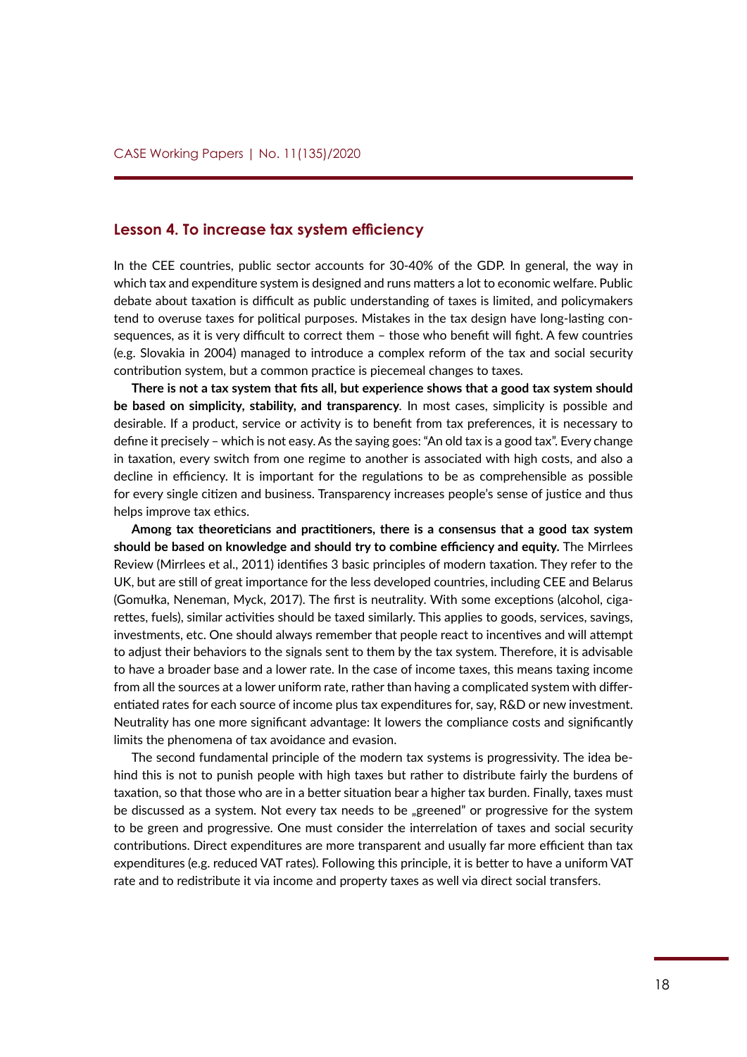## Lesson 4. To increase tax system efficiency

In the CEE countries, public sector accounts for 30-40% of the GDP. In general, the way in which tax and expenditure system is designed and runs matters a lot to economic welfare. Public debate about taxation is difficult as public understanding of taxes is limited, and policymakers tend to overuse taxes for political purposes. Mistakes in the tax design have long-lasting consequences, as it is very difficult to correct them – those who benefit will fight. A few countries (e.g. Slovakia in 2004) managed to introduce a complex reform of the tax and social security contribution system, but a common practice is piecemeal changes to taxes.

**There is not a tax system that fits all, but experience shows that a good tax system should be based on simplicity, stability, and transparency**. In most cases, simplicity is possible and desirable. If a product, service or activity is to benefit from tax preferences, it is necessary to define it precisely – which is not easy. As the saying goes: "An old tax is a good tax". Every change in taxation, every switch from one regime to another is associated with high costs, and also a decline in efficiency. It is important for the regulations to be as comprehensible as possible for every single citizen and business. Transparency increases people's sense of justice and thus helps improve tax ethics.

**Among tax theoreticians and practitioners, there is a consensus that a good tax system should be based on knowledge and should try to combine efficiency and equity.** The Mirrlees Review (Mirrlees et al., 2011) identifies 3 basic principles of modern taxation. They refer to the UK, but are still of great importance for the less developed countries, including CEE and Belarus (Gomułka, Neneman, Myck, 2017). The first is neutrality. With some exceptions (alcohol, cigarettes, fuels), similar activities should be taxed similarly. This applies to goods, services, savings, investments, etc. One should always remember that people react to incentives and will attempt to adjust their behaviors to the signals sent to them by the tax system. Therefore, it is advisable to have a broader base and a lower rate. In the case of income taxes, this means taxing income from all the sources at a lower uniform rate, rather than having a complicated system with differentiated rates for each source of income plus tax expenditures for, say, R&D or new investment. Neutrality has one more significant advantage: It lowers the compliance costs and significantly limits the phenomena of tax avoidance and evasion.

The second fundamental principle of the modern tax systems is progressivity. The idea behind this is not to punish people with high taxes but rather to distribute fairly the burdens of taxation, so that those who are in a better situation bear a higher tax burden. Finally, taxes must be discussed as a system. Not every tax needs to be „greened" or progressive for the system to be green and progressive. One must consider the interrelation of taxes and social security contributions. Direct expenditures are more transparent and usually far more efficient than tax expenditures (e.g. reduced VAT rates). Following this principle, it is better to have a uniform VAT rate and to redistribute it via income and property taxes as well via direct social transfers.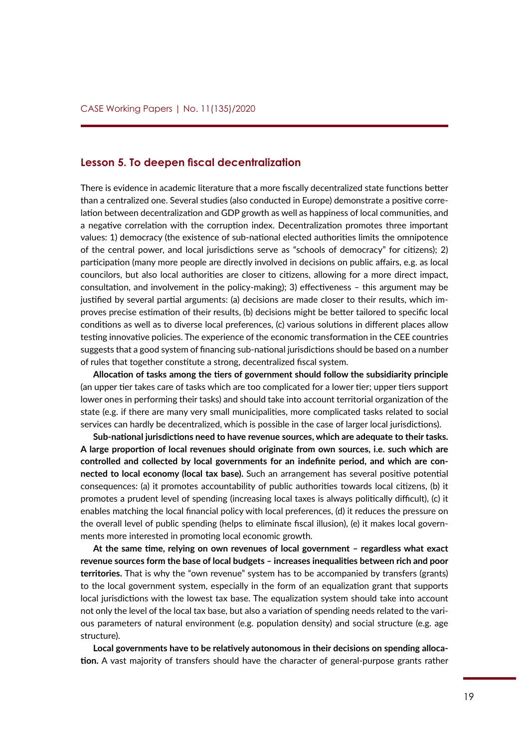## Lesson 5. To deepen fiscal decentralization

There is evidence in academic literature that a more fiscally decentralized state functions better than a centralized one. Several studies (also conducted in Europe) demonstrate a positive correlation between decentralization and GDP growth as well as happiness of local communities, and a negative correlation with the corruption index. Decentralization promotes three important values: 1) democracy (the existence of sub-national elected authorities limits the omnipotence of the central power, and local jurisdictions serve as "schools of democracy" for citizens); 2) participation (many more people are directly involved in decisions on public affairs, e.g. as local councilors, but also local authorities are closer to citizens, allowing for a more direct impact, consultation, and involvement in the policy-making); 3) effectiveness – this argument may be justified by several partial arguments: (a) decisions are made closer to their results, which improves precise estimation of their results, (b) decisions might be better tailored to specific local conditions as well as to diverse local preferences, (c) various solutions in different places allow testing innovative policies. The experience of the economic transformation in the CEE countries suggests that a good system of financing sub-national jurisdictions should be based on a number of rules that together constitute a strong, decentralized fiscal system.

**Allocation of tasks among the tiers of government should follow the subsidiarity principle** (an upper tier takes care of tasks which are too complicated for a lower tier; upper tiers support lower ones in performing their tasks) and should take into account territorial organization of the state (e.g. if there are many very small municipalities, more complicated tasks related to social services can hardly be decentralized, which is possible in the case of larger local jurisdictions).

**Sub-national jurisdictions need to have revenue sources, which are adequate to their tasks. A large proportion of local revenues should originate from own sources, i.e. such which are controlled and collected by local governments for an indefinite period, and which are connected to local economy (local tax base).** Such an arrangement has several positive potential consequences: (a) it promotes accountability of public authorities towards local citizens, (b) it promotes a prudent level of spending (increasing local taxes is always politically difficult), (c) it enables matching the local financial policy with local preferences, (d) it reduces the pressure on the overall level of public spending (helps to eliminate fiscal illusion), (e) it makes local governments more interested in promoting local economic growth.

**At the same time, relying on own revenues of local government – regardless what exact revenue sources form the base of local budgets – increases inequalities between rich and poor territories.** That is why the "own revenue" system has to be accompanied by transfers (grants) to the local government system, especially in the form of an equalization grant that supports local jurisdictions with the lowest tax base. The equalization system should take into account not only the level of the local tax base, but also a variation of spending needs related to the various parameters of natural environment (e.g. population density) and social structure (e.g. age structure).

**Local governments have to be relatively autonomous in their decisions on spending allocation.** A vast majority of transfers should have the character of general-purpose grants rather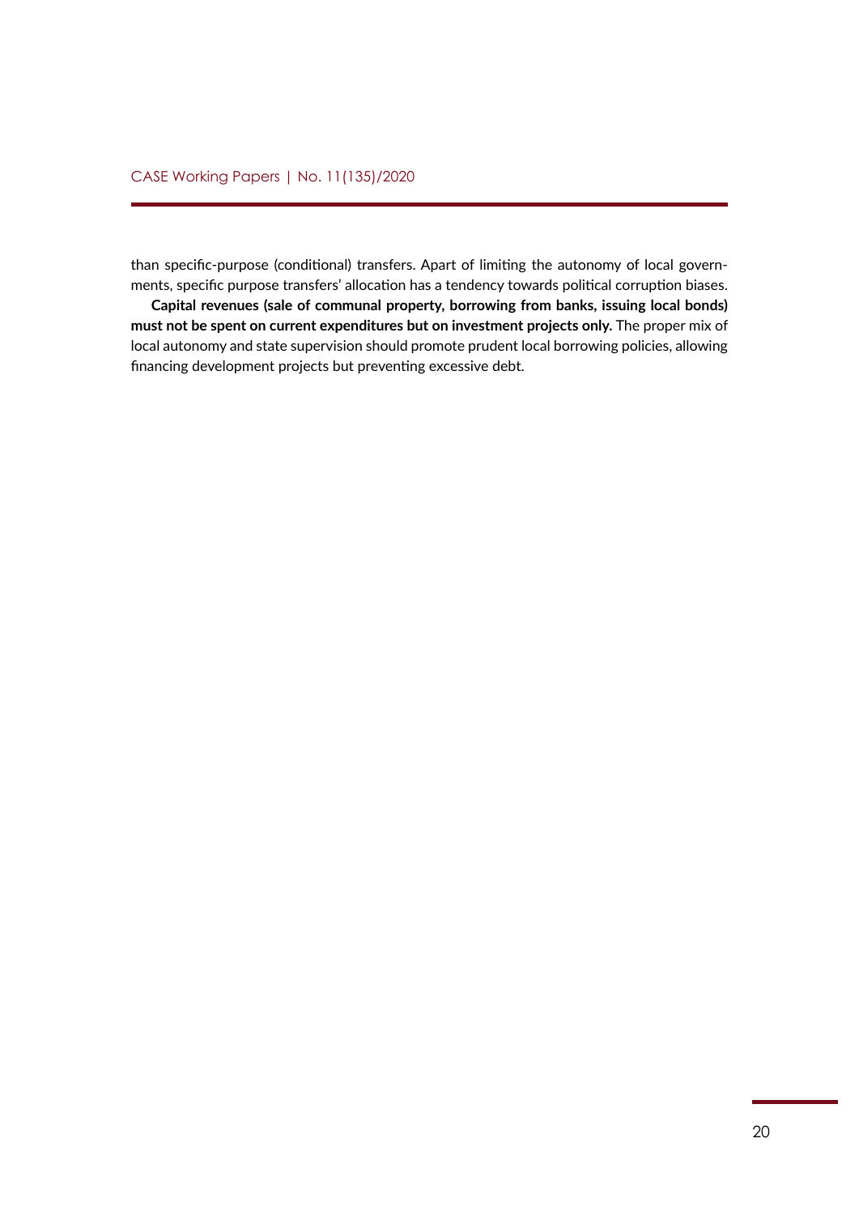than specific-purpose (conditional) transfers. Apart of limiting the autonomy of local governments, specific purpose transfers' allocation has a tendency towards political corruption biases.

**Capital revenues (sale of communal property, borrowing from banks, issuing local bonds) must not be spent on current expenditures but on investment projects only.** The proper mix of local autonomy and state supervision should promote prudent local borrowing policies, allowing financing development projects but preventing excessive debt.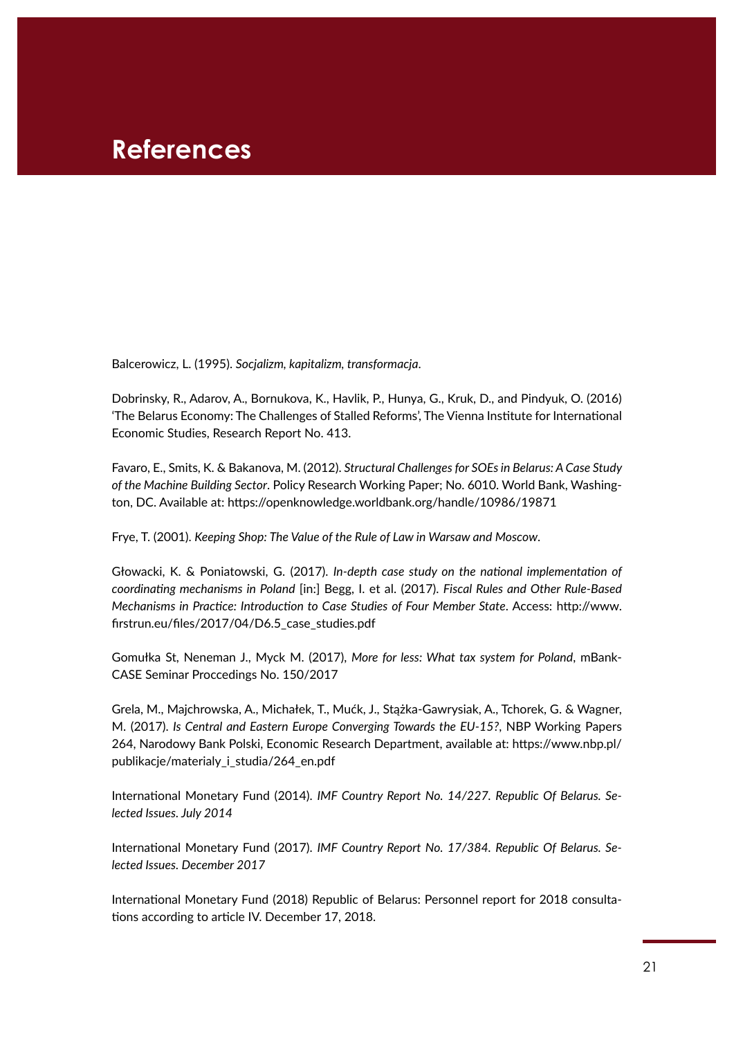# References

Balcerowicz, L. (1995). *Socjalizm, kapitalizm, transformacja*.

Dobrinsky, R., Adarov, A., Bornukova, K., Havlik, P., Hunya, G., Kruk, D., and Pindyuk, O. (2016) 'The Belarus Economy: The Challenges of Stalled Reforms', The Vienna Institute for International Economic Studies, Research Report No. 413.

Favaro, E., Smits, K. & Bakanova, M. (2012). *Structural Challenges for SOEs in Belarus: A Case Study of the Machine Building Sector*. Policy Research Working Paper; No. 6010. World Bank, Washington, DC. Available at: https://openknowledge.worldbank.org/handle/10986/19871

Frye, T. (2001). *Keeping Shop: The Value of the Rule of Law in Warsaw and Moscow*.

Głowacki, K. & Poniatowski, G. (2017). *In-depth case study on the national implementation of coordinating mechanisms in Poland* [in:] Begg, I. et al. (2017). *Fiscal Rules and Other Rule-Based Mechanisms in Practice: Introduction to Case Studies of Four Member State*. Access: http://www.firstrun.eu/files/2017/04/D6.5_case_studies.pdf

Gomułka St, Neneman J., Myck M. (2017), *More for less: What tax system for Poland*, mBank-CASE Seminar Proccedings No. 150/2017

Grela, M., Majchrowska, A., Michałek, T., Mućk, J., Stążka-Gawrysiak, A., Tchorek, G. & Wagner, M. (2017). *Is Central and Eastern Europe Converging Towards the EU-15?*, NBP Working Papers 264, Narodowy Bank Polski, Economic Research Department, available at: https://www.nbp.pl/publikacje/materialy_i_studia/264_en.pdf

International Monetary Fund (2014). *IMF Country Report No. 14/227. Republic Of Belarus. Selected Issues. July 2014*

International Monetary Fund (2017). *IMF Country Report No. 17/384. Republic Of Belarus. Selected Issues. December 2017*

International Monetary Fund (2018) Republic of Belarus: Personnel report for 2018 consultations according to article IV. December 17, 2018.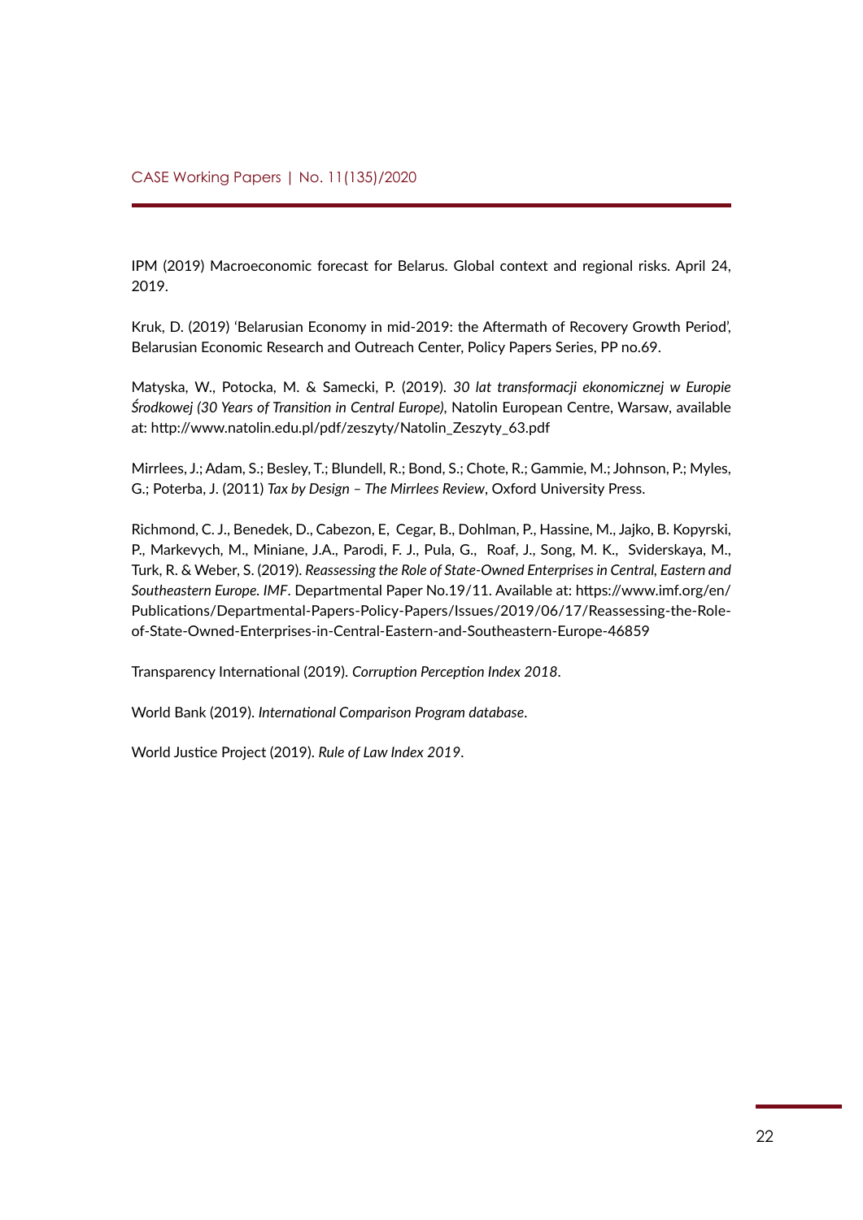IPM (2019) Macroeconomic forecast for Belarus. Global context and regional risks. April 24, 2019.

Kruk, D. (2019) 'Belarusian Economy in mid-2019: the Aftermath of Recovery Growth Period', Belarusian Economic Research and Outreach Center, Policy Papers Series, PP no.69.

Matyska, W., Potocka, M. & Samecki, P. (2019). *30 lat transformacji ekonomicznej w Europie Środkowej (30 Years of Transition in Central Europe)*, Natolin European Centre, Warsaw, available at: http://www.natolin.edu.pl/pdf/zeszyty/Natolin_Zeszyty_63.pdf

Mirrlees, J.; Adam, S.; Besley, T.; Blundell, R.; Bond, S.; Chote, R.; Gammie, M.; Johnson, P.; Myles, G.; Poterba, J. (2011) *Tax by Design – The Mirrlees Review*, Oxford University Press.

Richmond, C. J., Benedek, D., Cabezon, E, Cegar, B., Dohlman, P., Hassine, M., Jajko, B. Kopyrski, P., Markevych, M., Miniane, J.A., Parodi, F. J., Pula, G., Roaf, J., Song, M. K., Sviderskaya, M., Turk, R. & Weber, S. (2019). *Reassessing the Role of State-Owned Enterprises in Central, Eastern and Southeastern Europe. IMF*. Departmental Paper No.19/11. Available at: https://www.imf.org/en/Publications/Departmental-Papers-Policy-Papers/Issues/2019/06/17/Reassessing-the-Role-of-State-Owned-Enterprises-in-Central-Eastern-and-Southeastern-Europe-46859

Transparency International (2019). *Corruption Perception Index 2018*.

World Bank (2019). *International Comparison Program database*.

World Justice Project (2019). *Rule of Law Index 2019*.